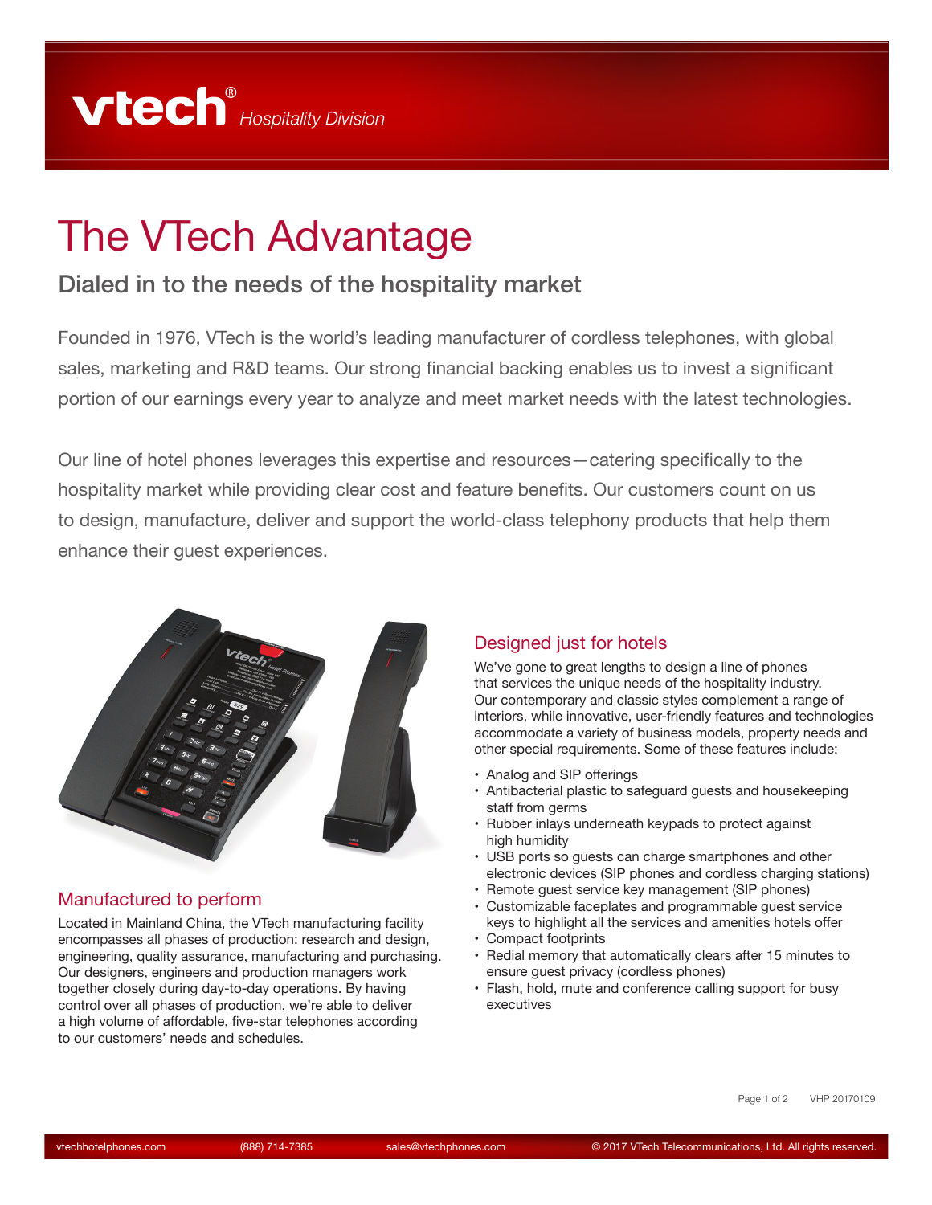vtech® *Hospitality Division*

# The VTech Advantage

## Dialed in to the needs of the hospitality market

Founded in 1976, VTech is the world's leading manufacturer of cordless telephones, with global sales, marketing and R&D teams. Our strong financial backing enables us to invest a significant portion of our earnings every year to analyze and meet market needs with the latest technologies.

Our line of hotel phones leverages this expertise and resources—catering specifically to the hospitality market while providing clear cost and feature benefits. Our customers count on us to design, manufacture, deliver and support the world-class telephony products that help them enhance their guest experiences.

### Manufactured to perform

Located in Mainland China, the VTech manufacturing facility encompasses all phases of production: research and design, engineering, quality assurance, manufacturing and purchasing. Our designers, engineers and production managers work together closely during day-to-day operations. By having control over all phases of production, we're able to deliver a high volume of affordable, five-star telephones according to our customers' needs and schedules.

### Designed just for hotels

We've gone to great lengths to design a line of phones that services the unique needs of the hospitality industry. Our contemporary and classic styles complement a range of interiors, while innovative, user-friendly features and technologies accommodate a variety of business models, property needs and other special requirements. Some of these features include:

- Analog and SIP offerings
- Antibacterial plastic to safeguard guests and housekeeping staff from germs
- Rubber inlays underneath keypads to protect against high humidity
- USB ports so guests can charge smartphones and other electronic devices (SIP phones and cordless charging stations)
- Remote guest service key management (SIP phones)
- Customizable faceplates and programmable guest service keys to highlight all the services and amenities hotels offer
- Compact footprints
- Redial memory that automatically clears after 15 minutes to ensure guest privacy (cordless phones)
- Flash, hold, mute and conference calling support for busy executives

VHP 20170109

vtechhotelphones.com (888) 714-7385 sales@vtechphones.com © 2017 VTech Telecommunications, Ltd. All rights reserved.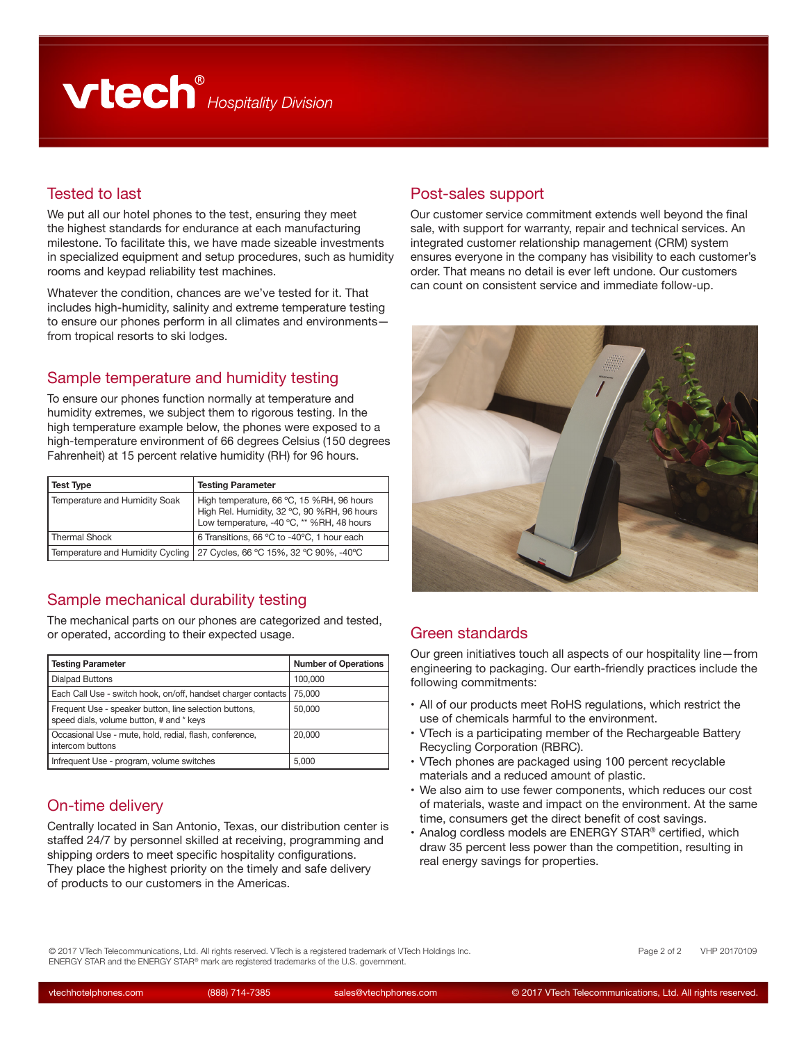# vtech® *Hospitality Division*

## Tested to last

We put all our hotel phones to the test, ensuring they meet the highest standards for endurance at each manufacturing milestone. To facilitate this, we have made sizeable investments in specialized equipment and setup procedures, such as humidity rooms and keypad reliability test machines.

Whatever the condition, chances are we've tested for it. That includes high-humidity, salinity and extreme temperature testing to ensure our phones perform in all climates and environments—from tropical resorts to ski lodges.

## Sample temperature and humidity testing

To ensure our phones function normally at temperature and humidity extremes, we subject them to rigorous testing. In the high temperature example below, the phones were exposed to a high-temperature environment of 66 degrees Celsius (150 degrees Fahrenheit) at 15 percent relative humidity (RH) for 96 hours.

| Test Type | Testing Parameter |
|---|---|
| Temperature and Humidity Soak | High temperature, 66 °C, 15 %RH, 96 hours<br>High Rel. Humidity, 32 °C, 90 %RH, 96 hours<br>Low temperature, -40 °C, ** %RH, 48 hours |
| Thermal Shock | 6 Transitions, 66 °C to -40°C, 1 hour each |
| Temperature and Humidity Cycling | 27 Cycles, 66 °C 15%, 32 °C 90%, -40°C |

## Sample mechanical durability testing

The mechanical parts on our phones are categorized and tested, or operated, according to their expected usage.

| Testing Parameter | Number of Operations |
|---|---|
| Dialpad Buttons | 100,000 |
| Each Call Use - switch hook, on/off, handset charger contacts | 75,000 |
| Frequent Use - speaker button, line selection buttons, speed dials, volume button, # and * keys | 50,000 |
| Occasional Use - mute, hold, redial, flash, conference, intercom buttons | 20,000 |
| Infrequent Use - program, volume switches | 5,000 |

## On-time delivery

Centrally located in San Antonio, Texas, our distribution center is staffed 24/7 by personnel skilled at receiving, programming and shipping orders to meet specific hospitality configurations. They place the highest priority on the timely and safe delivery of products to our customers in the Americas.

## Post-sales support

Our customer service commitment extends well beyond the final sale, with support for warranty, repair and technical services. An integrated customer relationship management (CRM) system ensures everyone in the company has visibility to each customer's order. That means no detail is ever left undone. Our customers can count on consistent service and immediate follow-up.

## Green standards

Our green initiatives touch all aspects of our hospitality line—from engineering to packaging. Our earth-friendly practices include the following commitments:

- All of our products meet RoHS regulations, which restrict the use of chemicals harmful to the environment.
- VTech is a participating member of the Rechargeable Battery Recycling Corporation (RBRC).
- VTech phones are packaged using 100 percent recyclable materials and a reduced amount of plastic.
- We also aim to use fewer components, which reduces our cost of materials, waste and impact on the environment. At the same time, consumers get the direct benefit of cost savings.
- Analog cordless models are ENERGY STAR® certified, which draw 35 percent less power than the competition, resulting in real energy savings for properties.

© 2017 VTech Telecommunications, Ltd. All rights reserved. VTech is a registered trademark of VTech Holdings Inc. ENERGY STAR and the ENERGY STAR® mark are registered trademarks of the U.S. government.

VHP 20170109

vtechhotelphones.com | (888) 714-7385 | sales@vtechphones.com | © 2017 VTech Telecommunications, Ltd. All rights reserved.